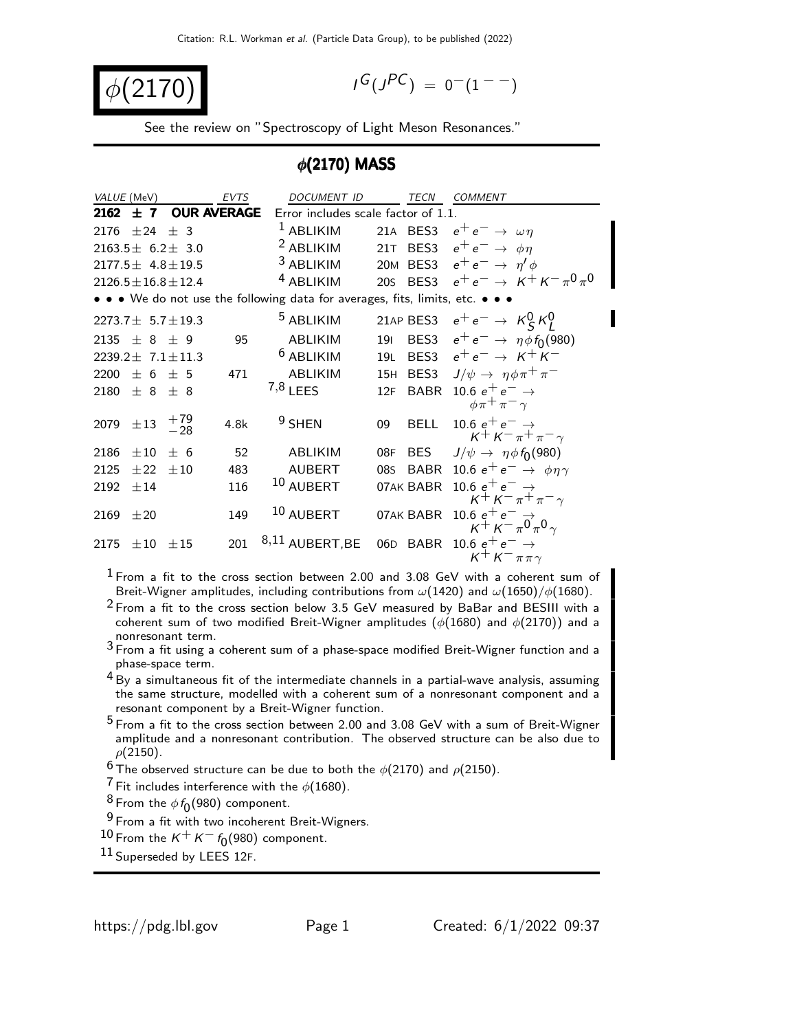Citation: R.L. Workman et al. (Particle Data Group), to be published (2022)

# $\phi(2170)$

$I^G(J^{PC}) = 0^-(1^{--})$

See the review on "Spectroscopy of Light Meson Resonances."

## $\phi(2170)$ MASS

| VALUE (MeV) | EVTS | DOCUMENT ID | | TECN | COMMENT |
|---|---|---|---|---|---|
| **2162 ± 7 OUR AVERAGE** | | Error includes scale factor of 1.1. | | | |
| 2176 ±24 ± 3 | | [1] ABLIKIM | 21A | BES3 | $e^+e^- \rightarrow \omega\eta$ |
| 2163.5± 6.2± 3.0 | | [2] ABLIKIM | 21T | BES3 | $e^+e^- \rightarrow \phi\eta$ |
| 2177.5± 4.8±19.5 | | [3] ABLIKIM | 20M | BES3 | $e^+e^- \rightarrow \eta'\phi$ |
| 2126.5±16.8±12.4 | | [4] ABLIKIM | 20S | BES3 | $e^+e^- \rightarrow K^+K^-\pi^0\pi^0$ |
| • • • We do not use the following data for averages, fits, limits, etc. • • • | | | | | |
| 2273.7± 5.7±19.3 | | [5] ABLIKIM | 21AP | BES3 | $e^+e^- \rightarrow K^0_S K^0_L$ |
| 2135 ± 8 ± 9 | 95 | ABLIKIM | 19I | BES3 | $e^+e^- \rightarrow \eta\phi f_0(980)$ |
| 2239.2± 7.1±11.3 | | [6] ABLIKIM | 19L | BES3 | $e^+e^- \rightarrow K^+K^-$ |
| 2200 ± 6 ± 5 | 471 | ABLIKIM | 15H | BES3 | $J/\psi \rightarrow \eta\phi\pi^+\pi^-$ |
| 2180 ± 8 ± 8 | | [7,8] LEES | 12F | BABR | 10.6 $e^+e^- \rightarrow \phi\pi^+\pi^-\gamma$ |
| 2079 ±13 $^{+79}_{-28}$ | 4.8k | [9] SHEN | 09 | BELL | 10.6 $e^+e^- \rightarrow K^+K^-\pi^+\pi^-\gamma$ |
| 2186 ±10 ± 6 | 52 | ABLIKIM | 08F | BES | $J/\psi \rightarrow \eta\phi f_0(980)$ |
| 2125 ±22 ±10 | 483 | AUBERT | 08S | BABR | 10.6 $e^+e^- \rightarrow \phi\eta\gamma$ |
| 2192 ±14 | 116 | [10] AUBERT | 07AK | BABR | 10.6 $e^+e^- \rightarrow K^+K^-\pi^+\pi^-\gamma$ |
| 2169 ±20 | 149 | [10] AUBERT | 07AK | BABR | 10.6 $e^+e^- \rightarrow K^+K^-\pi^0\pi^0\gamma$ |
| 2175 ±10 ±15 | 201 | [8,11] AUBERT,BE | 06D | BABR | 10.6 $e^+e^- \rightarrow K^+K^-\pi\pi\gamma$ |

[1] From a fit to the cross section between 2.00 and 3.08 GeV with a coherent sum of Breit-Wigner amplitudes, including contributions from $\omega(1420)$ and $\omega(1650)/\phi(1680)$.

[2] From a fit to the cross section below 3.5 GeV measured by BaBar and BESIII with a coherent sum of two modified Breit-Wigner amplitudes ($\phi(1680)$ and $\phi(2170)$) and a nonresonant term.

[3] From a fit using a coherent sum of a phase-space modified Breit-Wigner function and a phase-space term.

[4] By a simultaneous fit of the intermediate channels in a partial-wave analysis, assuming the same structure, modelled with a coherent sum of a nonresonant component and a resonant component by a Breit-Wigner function.

[5] From a fit to the cross section between 2.00 and 3.08 GeV with a sum of Breit-Wigner amplitude and a nonresonant contribution. The observed structure can be also due to $\rho(2150)$.

[6] The observed structure can be due to both the $\phi(2170)$ and $\rho(2150)$.

[7] Fit includes interference with the $\phi(1680)$.

[8] From the $\phi f_0(980)$ component.

[9] From a fit with two incoherent Breit-Wigners.

[10] From the $K^+K^- f_0(980)$ component.

[11] Superseded by LEES 12F.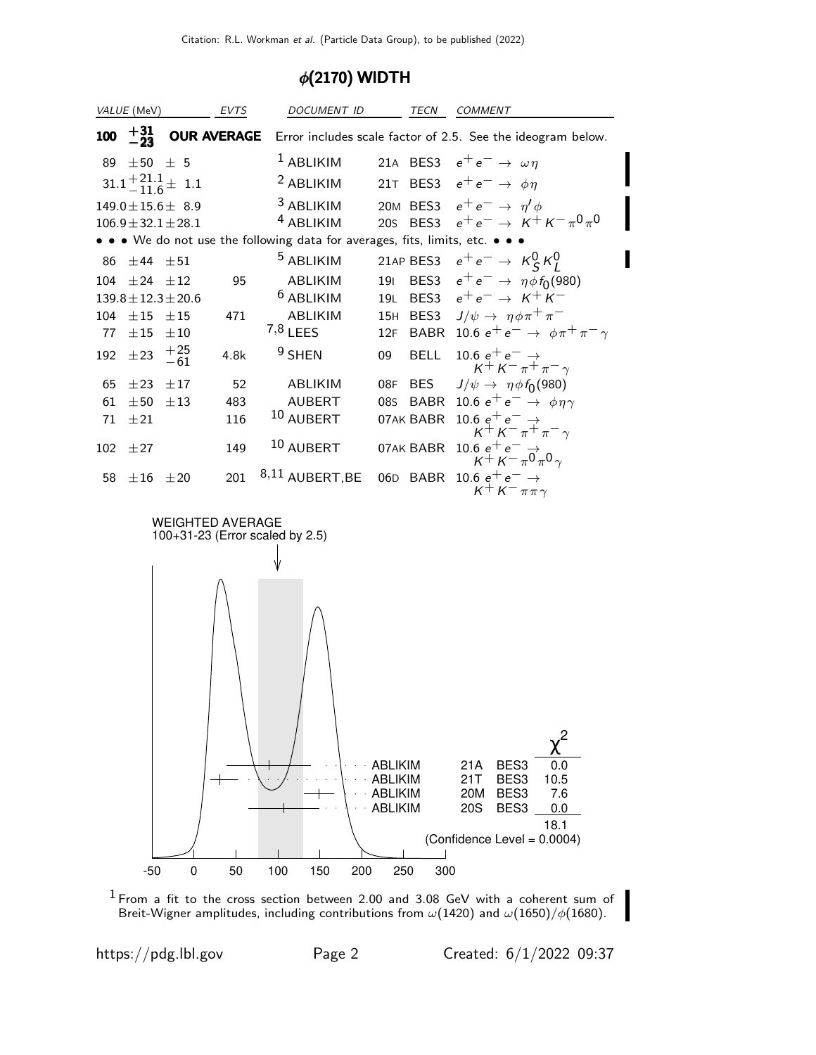## $\phi(2170)$ WIDTH

| VALUE (MeV) | EVTS | DOCUMENT ID | | TECN | COMMENT |
|---|---|---|---|---|---|
| **100 $^{+31}_{-23}$ OUR AVERAGE** | | Error includes scale factor of 2.5. See the ideogram below. | | | |
| 89 ±50 ± 5 | | [1] ABLIKIM | 21A | BES3 | $e^+ e^- \rightarrow \omega\eta$ |
| $31.1^{+21.1}_{-11.6}$ ± 1.1 | | [2] ABLIKIM | 21T | BES3 | $e^+ e^- \rightarrow \phi\eta$ |
| 149.0±15.6± 8.9 | | [3] ABLIKIM | 20M | BES3 | $e^+ e^- \rightarrow \eta' \phi$ |
| 106.9±32.1±28.1 | | [4] ABLIKIM | 20S | BES3 | $e^+ e^- \rightarrow K^+ K^- \pi^0 \pi^0$ |
| • • • We do not use the following data for averages, fits, limits, etc. • • • | | | | | |
| 86 ±44 ±51 | | [5] ABLIKIM | 21AP | BES3 | $e^+ e^- \rightarrow K^0_S K^0_L$ |
| 104 ±24 ±12 | 95 | ABLIKIM | 19I | BES3 | $e^+ e^- \rightarrow \eta\phi f_0(980)$ |
| 139.8±12.3±20.6 | | [6] ABLIKIM | 19L | BES3 | $e^+ e^- \rightarrow K^+ K^-$ |
| 104 ±15 ±15 | 471 | ABLIKIM | 15H | BES3 | $J/\psi \rightarrow \eta\phi\pi^+\pi^-$ |
| 77 ±15 ±10 | | [7,8] LEES | 12F | BABR | 10.6 $e^+ e^- \rightarrow \phi\pi^+\pi^-\gamma$ |
| 192 ±23 $^{+25}_{-61}$ | 4.8k | [9] SHEN | 09 | BELL | 10.6 $e^+ e^- \rightarrow K^+ K^- \pi^+ \pi^- \gamma$ |
| 65 ±23 ±17 | 52 | ABLIKIM | 08F | BES | $J/\psi \rightarrow \eta\phi f_0(980)$ |
| 61 ±50 ±13 | 483 | AUBERT | 08S | BABR | 10.6 $e^+ e^- \rightarrow \phi\eta\gamma$ |
| 71 ±21 | 116 | [10] AUBERT | 07AK | BABR | 10.6 $e^+ e^- \rightarrow K^+ K^- \pi^+ \pi^- \gamma$ |
| 102 ±27 | 149 | [10] AUBERT | 07AK | BABR | 10.6 $e^+ e^- \rightarrow K^+ K^- \pi^0 \pi^0 \gamma$ |
| 58 ±16 ±20 | 201 | [8,11] AUBERT,BE | 06D | BABR | 10.6 $e^+ e^- \rightarrow K^+ K^- \pi\pi\gamma$ |

WEIGHTED AVERAGE
100+31-23 (Error scaled by 2.5)

| | | | $\chi^2$ |
|---|---|---|---|
| ABLIKIM | 21A | BES3 | 0.0 |
| ABLIKIM | 21T | BES3 | 10.5 |
| ABLIKIM | 20M | BES3 | 7.6 |
| ABLIKIM | 20S | BES3 | 0.0 |
| | | | 18.1 |

(Confidence Level = 0.0004)

[1] From a fit to the cross section between 2.00 and 3.08 GeV with a coherent sum of Breit-Wigner amplitudes, including contributions from $\omega(1420)$ and $\omega(1650)/\phi(1680)$.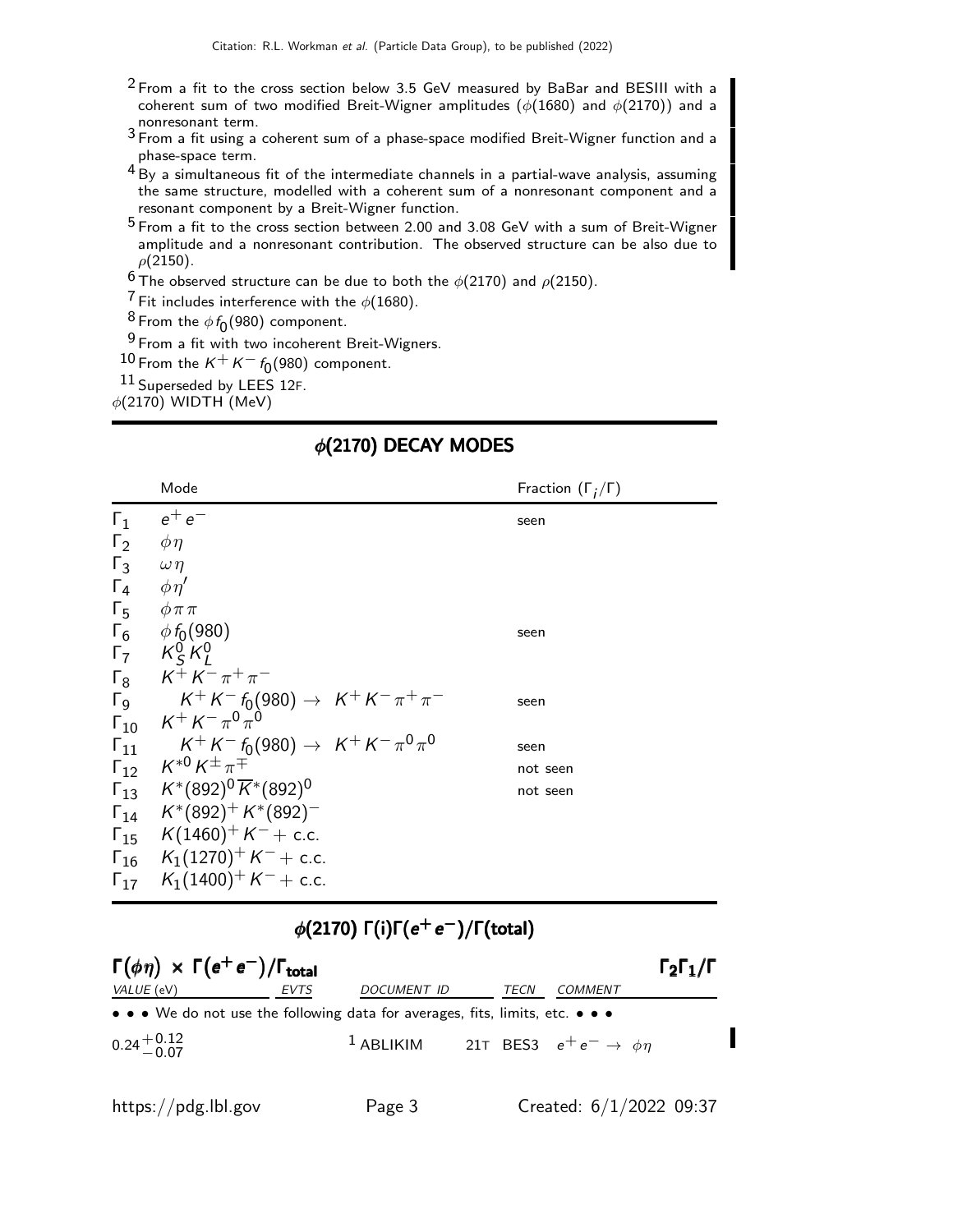[2] From a fit to the cross section below 3.5 GeV measured by BaBar and BESIII with a coherent sum of two modified Breit-Wigner amplitudes ($\phi(1680)$ and $\phi(2170)$) and a nonresonant term.

[3] From a fit using a coherent sum of a phase-space modified Breit-Wigner function and a phase-space term.

[4] By a simultaneous fit of the intermediate channels in a partial-wave analysis, assuming the same structure, modelled with a coherent sum of a nonresonant component and a resonant component by a Breit-Wigner function.

[5] From a fit to the cross section between 2.00 and 3.08 GeV with a sum of Breit-Wigner amplitude and a nonresonant contribution. The observed structure can be also due to $\rho(2150)$.

[6] The observed structure can be due to both the $\phi(2170)$ and $\rho(2150)$.

[7] Fit includes interference with the $\phi(1680)$.

[8] From the $\phi f_0(980)$ component.

[9] From a fit with two incoherent Breit-Wigners.

[10] From the $K^+ K^- f_0(980)$ component.

[11] Superseded by LEES 12F.

$\phi(2170)$ WIDTH (MeV)

## $\phi(2170)$ DECAY MODES

| | Mode | Fraction ($\Gamma_i/\Gamma$) |
|---|---|---|
| $\Gamma_1$ | $e^+ e^-$ | seen |
| $\Gamma_2$ | $\phi\eta$ | |
| $\Gamma_3$ | $\omega\eta$ | |
| $\Gamma_4$ | $\phi\eta'$ | |
| $\Gamma_5$ | $\phi\pi\pi$ | |
| $\Gamma_6$ | $\phi f_0(980)$ | seen |
| $\Gamma_7$ | $K^0_S K^0_L$ | |
| $\Gamma_8$ | $K^+ K^- \pi^+ \pi^-$ | |
| $\Gamma_9$ | $K^+ K^- f_0(980) \rightarrow K^+ K^- \pi^+ \pi^-$ | seen |
| $\Gamma_{10}$ | $K^+ K^- \pi^0 \pi^0$ | |
| $\Gamma_{11}$ | $K^+ K^- f_0(980) \rightarrow K^+ K^- \pi^0 \pi^0$ | seen |
| $\Gamma_{12}$ | $K^{*0} K^\pm \pi^\mp$ | not seen |
| $\Gamma_{13}$ | $K^*(892)^0 \overline{K}^*(892)^0$ | not seen |
| $\Gamma_{14}$ | $K^*(892)^+ K^*(892)^-$ | |
| $\Gamma_{15}$ | $K(1460)^+ K^- +$ c.c. | |
| $\Gamma_{16}$ | $K_1(1270)^+ K^- +$ c.c. | |
| $\Gamma_{17}$ | $K_1(1400)^+ K^- +$ c.c. | |

## $\phi(2170)$ $\Gamma(i)\Gamma(e^+e^-)/\Gamma(\text{total})$

### $\Gamma(\phi\eta) \times \Gamma(e^+e^-)/\Gamma_{\text{total}}$ $\quad\quad$ $\Gamma_2\Gamma_1/\Gamma$

| VALUE (eV) | EVTS | DOCUMENT ID | TECN | COMMENT |
|---|---|---|---|---|
| • • • We do not use the following data for averages, fits, limits, etc. • • • | | | | |
| $0.24^{+0.12}_{-0.07}$ | | [1] ABLIKIM 21T | BES3 | $e^+ e^- \rightarrow \phi\eta$ |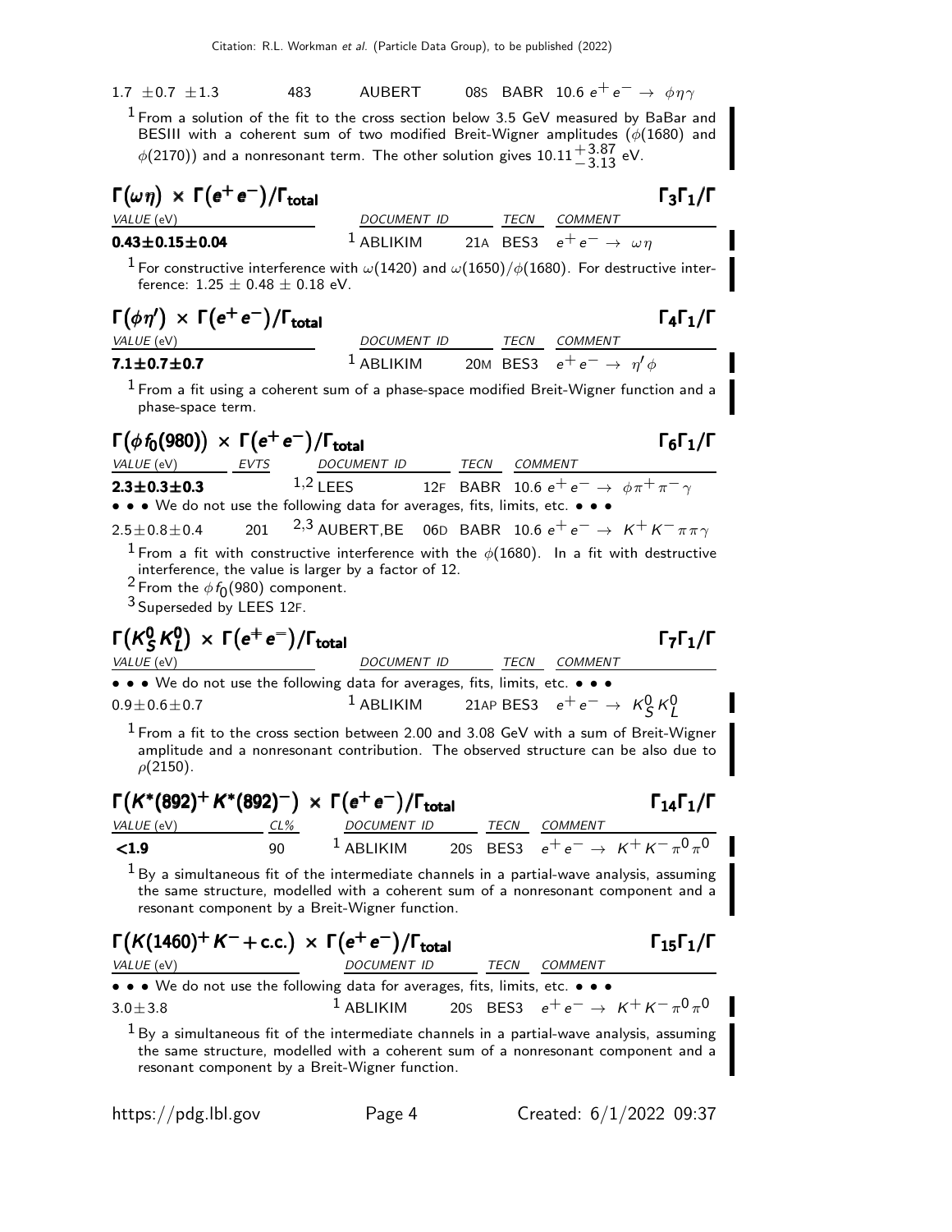| VALUE | EVTS | DOCUMENT ID | | TECN | COMMENT |
|---|---|---|---|---|---|
| $1.7 \pm 0.7 \pm 1.3$ | 483 | AUBERT | 08S | BABR | 10.6 $e^+e^- \to \phi\eta\gamma$ |

[1] From a solution of the fit to the cross section below 3.5 GeV measured by BaBar and BESIII with a coherent sum of two modified Breit-Wigner amplitudes ($\phi(1680)$ and $\phi(2170)$) and a nonresonant term. The other solution gives $10.11^{+3.87}_{-3.13}$ eV.

### $\Gamma(\omega\eta) \times \Gamma(e^+e^-)/\Gamma_{\text{total}}$ — $\Gamma_3\Gamma_1/\Gamma$

| VALUE (eV) | DOCUMENT ID | | TECN | COMMENT |
|---|---|---|---|---|
| **$0.43 \pm 0.15 \pm 0.04$** | [1] ABLIKIM | 21A | BES3 | $e^+e^- \to \omega\eta$ |

[1] For constructive interference with $\omega(1420)$ and $\omega(1650)/\phi(1680)$. For destructive interference: $1.25 \pm 0.48 \pm 0.18$ eV.

### $\Gamma(\phi\eta') \times \Gamma(e^+e^-)/\Gamma_{\text{total}}$ — $\Gamma_4\Gamma_1/\Gamma$

| VALUE (eV) | DOCUMENT ID | | TECN | COMMENT |
|---|---|---|---|---|
| **$7.1 \pm 0.7 \pm 0.7$** | [1] ABLIKIM | 20M | BES3 | $e^+e^- \to \eta'\phi$ |

[1] From a fit using a coherent sum of a phase-space modified Breit-Wigner function and a phase-space term.

### $\Gamma(\phi f_0(980)) \times \Gamma(e^+e^-)/\Gamma_{\text{total}}$ — $\Gamma_6\Gamma_1/\Gamma$

| VALUE (eV) | EVTS | DOCUMENT ID | | TECN | COMMENT |
|---|---|---|---|---|---|
| **$2.3 \pm 0.3 \pm 0.3$** | | [1,2] LEES | 12F | BABR | 10.6 $e^+e^- \to \phi\pi^+\pi^-\gamma$ |
| • • • We do not use the following data for averages, fits, limits, etc. • • • | | | | | |
| $2.5 \pm 0.8 \pm 0.4$ | 201 | [2,3] AUBERT,BE | 06D | BABR | 10.6 $e^+e^- \to K^+K^-\pi\pi\gamma$ |

[1] From a fit with constructive interference with the $\phi(1680)$. In a fit with destructive interference, the value is larger by a factor of 12.

[2] From the $\phi f_0(980)$ component.

[3] Superseded by LEES 12F.

### $\Gamma(K^0_S K^0_L) \times \Gamma(e^+e^-)/\Gamma_{\text{total}}$ — $\Gamma_7\Gamma_1/\Gamma$

| VALUE (eV) | DOCUMENT ID | | TECN | COMMENT |
|---|---|---|---|---|
| • • • We do not use the following data for averages, fits, limits, etc. • • • | | | | |
| $0.9 \pm 0.6 \pm 0.7$ | [1] ABLIKIM | 21AP | BES3 | $e^+e^- \to K^0_S K^0_L$ |

[1] From a fit to the cross section between 2.00 and 3.08 GeV with a sum of Breit-Wigner amplitude and a nonresonant contribution. The observed structure can be also due to $\rho(2150)$.

### $\Gamma(K^*(892)^+ K^*(892)^-) \times \Gamma(e^+e^-)/\Gamma_{\text{total}}$ — $\Gamma_{14}\Gamma_1/\Gamma$

| VALUE (eV) | CL% | DOCUMENT ID | | TECN | COMMENT |
|---|---|---|---|---|---|
| **<1.9** | 90 | [1] ABLIKIM | 20S | BES3 | $e^+e^- \to K^+K^-\pi^0\pi^0$ |

[1] By a simultaneous fit of the intermediate channels in a partial-wave analysis, assuming the same structure, modelled with a coherent sum of a nonresonant component and a resonant component by a Breit-Wigner function.

### $\Gamma(K(1460)^+ K^- + \text{c.c.}) \times \Gamma(e^+e^-)/\Gamma_{\text{total}}$ — $\Gamma_{15}\Gamma_1/\Gamma$

| VALUE (eV) | DOCUMENT ID | | TECN | COMMENT |
|---|---|---|---|---|
| • • • We do not use the following data for averages, fits, limits, etc. • • • | | | | |
| $3.0 \pm 3.8$ | [1] ABLIKIM | 20S | BES3 | $e^+e^- \to K^+K^-\pi^0\pi^0$ |

[1] By a simultaneous fit of the intermediate channels in a partial-wave analysis, assuming the same structure, modelled with a coherent sum of a nonresonant component and a resonant component by a Breit-Wigner function.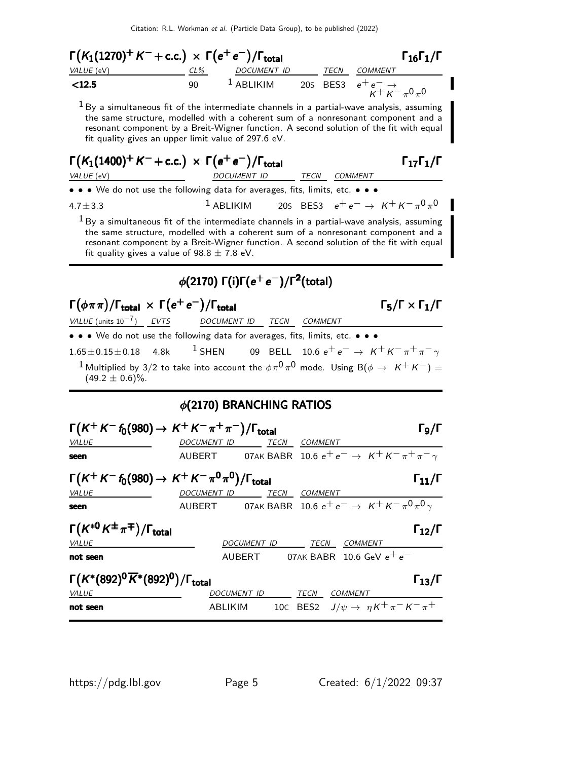### $\Gamma(K_1(1270)^+ K^- + \text{c.c.}) \times \Gamma(e^+e^-)/\Gamma_{\text{total}}$ — $\Gamma_{16}\Gamma_1/\Gamma$

| VALUE (eV) | CL% | DOCUMENT ID | | TECN | COMMENT |
|---|---|---|---|---|---|
| **<12.5** | 90 | [1] ABLIKIM | 20S | BES3 | $e^+e^- \rightarrow K^+K^-\pi^0\pi^0$ |

[1] By a simultaneous fit of the intermediate channels in a partial-wave analysis, assuming the same structure, modelled with a coherent sum of a nonresonant component and a resonant component by a Breit-Wigner function. A second solution of the fit with equal fit quality gives an upper limit value of 297.6 eV.

### $\Gamma(K_1(1400)^+ K^- + \text{c.c.}) \times \Gamma(e^+e^-)/\Gamma_{\text{total}}$ — $\Gamma_{17}\Gamma_1/\Gamma$

| VALUE (eV) | DOCUMENT ID | | TECN | COMMENT |
|---|---|---|---|---|
| • • • We do not use the following data for averages, fits, limits, etc. • • • | | | | |
| $4.7 \pm 3.3$ | [1] ABLIKIM | 20S | BES3 | $e^+e^- \rightarrow K^+K^-\pi^0\pi^0$ |

[1] By a simultaneous fit of the intermediate channels in a partial-wave analysis, assuming the same structure, modelled with a coherent sum of a nonresonant component and a resonant component by a Breit-Wigner function. A second solution of the fit with equal fit quality gives a value of $98.8 \pm 7.8$ eV.

## $\phi(2170)$ $\Gamma(i)\Gamma(e^+e^-)/\Gamma^2(\text{total})$

### $\Gamma(\phi\pi\pi)/\Gamma_{\text{total}} \times \Gamma(e^+e^-)/\Gamma_{\text{total}}$ — $\Gamma_5/\Gamma \times \Gamma_1/\Gamma$

| VALUE (units $10^{-7}$) | EVTS | DOCUMENT ID | | TECN | COMMENT |
|---|---|---|---|---|---|
| • • • We do not use the following data for averages, fits, limits, etc. • • • | | | | | |
| $1.65 \pm 0.15 \pm 0.18$ | 4.8k | [1] SHEN | 09 | BELL | $10.6\ e^+e^- \rightarrow K^+K^-\pi^+\pi^-\gamma$ |

[1] Multiplied by 3/2 to take into account the $\phi\pi^0\pi^0$ mode. Using $B(\phi \rightarrow K^+K^-) = (49.2 \pm 0.6)\%$.

## $\phi(2170)$ BRANCHING RATIOS

### $\Gamma(K^+K^- f_0(980) \rightarrow K^+K^-\pi^+\pi^-)/\Gamma_{\text{total}}$ — $\Gamma_9/\Gamma$

| VALUE | DOCUMENT ID | | TECN | COMMENT |
|---|---|---|---|---|
| **seen** | AUBERT | 07AK | BABR | $10.6\ e^+e^- \rightarrow K^+K^-\pi^+\pi^-\gamma$ |

### $\Gamma(K^+K^- f_0(980) \rightarrow K^+K^-\pi^0\pi^0)/\Gamma_{\text{total}}$ — $\Gamma_{11}/\Gamma$

| VALUE | DOCUMENT ID | | TECN | COMMENT |
|---|---|---|---|---|
| **seen** | AUBERT | 07AK | BABR | $10.6\ e^+e^- \rightarrow K^+K^-\pi^0\pi^0\gamma$ |

### $\Gamma(K^{*0}K^\pm\pi^\mp)/\Gamma_{\text{total}}$ — $\Gamma_{12}/\Gamma$

| VALUE | DOCUMENT ID | | TECN | COMMENT |
|---|---|---|---|---|
| **not seen** | AUBERT | 07AK | BABR | 10.6 GeV $e^+e^-$ |

### $\Gamma(K^*(892)^0\overline{K}^*(892)^0)/\Gamma_{\text{total}}$ — $\Gamma_{13}/\Gamma$

| VALUE | DOCUMENT ID | | TECN | COMMENT |
|---|---|---|---|---|
| **not seen** | ABLIKIM | 10C | BES2 | $J/\psi \rightarrow \eta K^+\pi^-K^-\pi^+$ |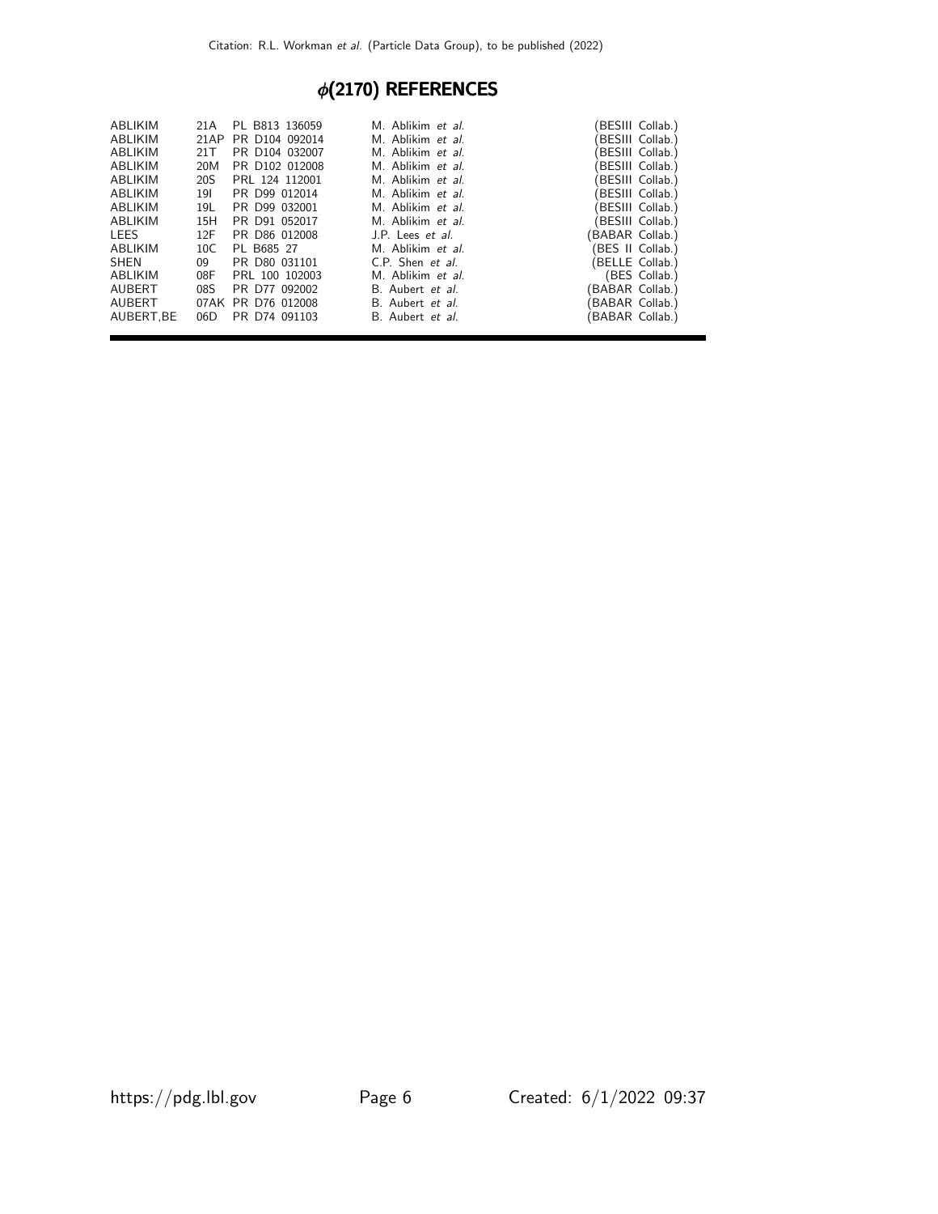# $\phi(2170)$ REFERENCES

| | | | | |
|---|---|---|---|---|
| ABLIKIM | 21A | PL B813 136059 | M. Ablikim *et al.* | (BESIII Collab.) |
| ABLIKIM | 21AP | PR D104 092014 | M. Ablikim *et al.* | (BESIII Collab.) |
| ABLIKIM | 21T | PR D104 032007 | M. Ablikim *et al.* | (BESIII Collab.) |
| ABLIKIM | 20M | PR D102 012008 | M. Ablikim *et al.* | (BESIII Collab.) |
| ABLIKIM | 20S | PRL 124 112001 | M. Ablikim *et al.* | (BESIII Collab.) |
| ABLIKIM | 19I | PR D99 012014 | M. Ablikim *et al.* | (BESIII Collab.) |
| ABLIKIM | 19L | PR D99 032001 | M. Ablikim *et al.* | (BESIII Collab.) |
| ABLIKIM | 15H | PR D91 052017 | M. Ablikim *et al.* | (BESIII Collab.) |
| LEES | 12F | PR D86 012008 | J.P. Lees *et al.* | (BABAR Collab.) |
| ABLIKIM | 10C | PL B685 27 | M. Ablikim *et al.* | (BES II Collab.) |
| SHEN | 09 | PR D80 031101 | C.P. Shen *et al.* | (BELLE Collab.) |
| ABLIKIM | 08F | PRL 100 102003 | M. Ablikim *et al.* | (BES Collab.) |
| AUBERT | 08S | PR D77 092002 | B. Aubert *et al.* | (BABAR Collab.) |
| AUBERT | 07AK | PR D76 012008 | B. Aubert *et al.* | (BABAR Collab.) |
| AUBERT,BE | 06D | PR D74 091103 | B. Aubert *et al.* | (BABAR Collab.) |